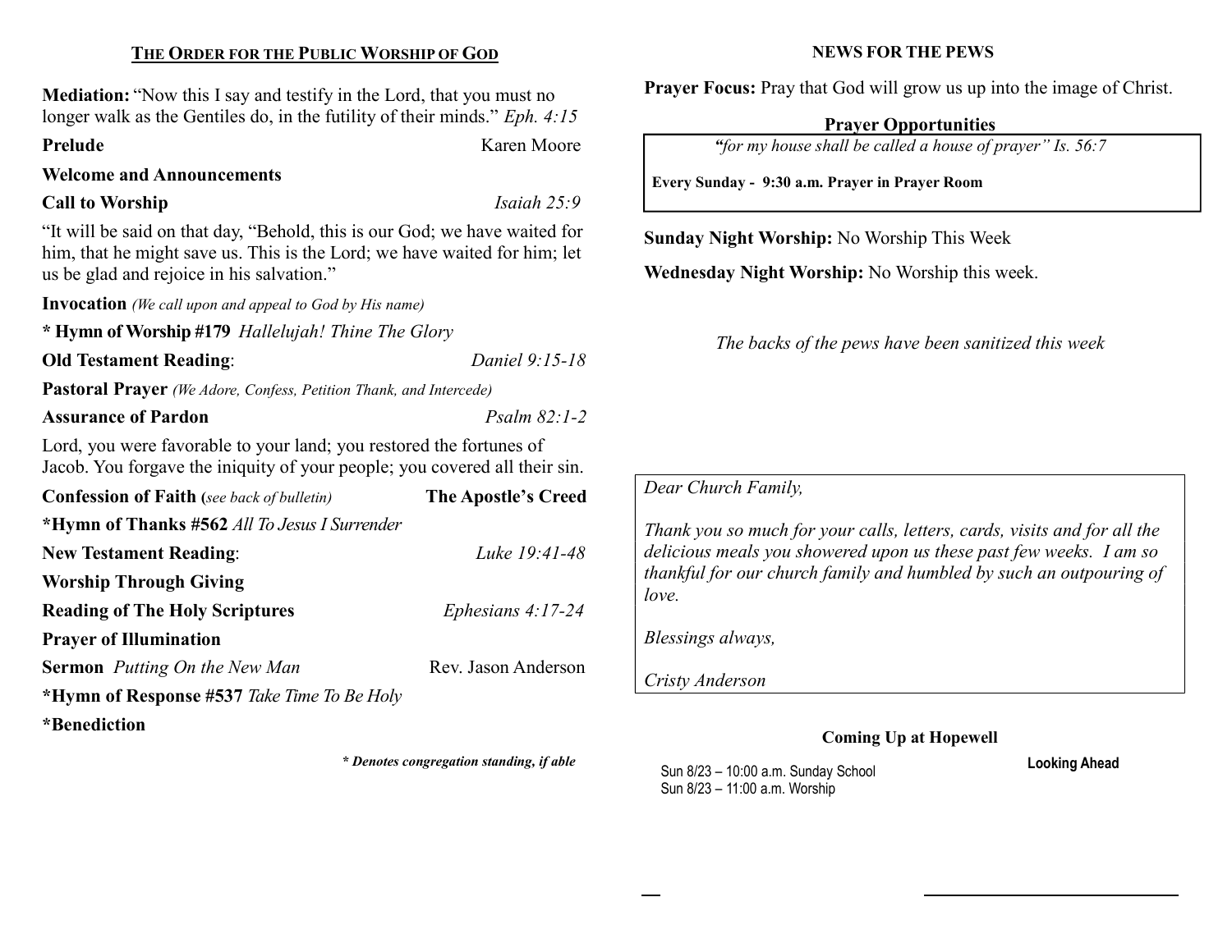## THE ORDER FOR THE PUBLIC WORSHIP OF GOD

**Mediation:** "Now this I say and testify in the Lord, that you must no longer walk as the Gentiles do, in the futility of their minds." *Eph. 4:15*

**Prelude** Karen Moore

**Welcome and Announcements**

**Call to Worship** *Isaiah 25:9*

"It will be said on that day, "Behold, this is our God; we have waited for him, that he might save us. This is the Lord; we have waited for him; let us be glad and rejoice in his salvation."

**Invocation** *(We call upon and appeal to God by His name)*

**\* Hymn of Worship #179** *Hallelujah! Thine The Glory*

**Old Testament Reading**: *Daniel 9:15-18*

**Pastoral Prayer** *(We Adore, Confess, Petition Thank, and Intercede)*

**Assurance of Pardon** *Psalm 82:1-2*

Lord, you were favorable to your land; you restored the fortunes of Jacob. You forgave the iniquity of your people; you covered all their sin.

**Confession of Faith (***see back of bulletin)* **The Apostle's Creed**

**\*Hymn of Thanks #562** *All To Jesus I Surrender*

**New Testament Reading**: *Luke 19:41-48*

**Worship Through Giving**

**Reading of The Holy Scriptures** *Ephesians 4:17-24*

**Prayer of Illumination**

**Sermon** *Putting On the New Man* Rev. Jason Anderson

**\*Hymn of Response #537** *Take Time To Be Holy*

**\*Benediction**

***\* Denotes congregation standing, if able***

## NEWS FOR THE PEWS

**Prayer Focus:** Pray that God will grow us up into the image of Christ.

### Prayer Opportunities

*"for my house shall be called a house of prayer" Is. 56:7*

**Every Sunday - 9:30 a.m. Prayer in Prayer Room**

**Sunday Night Worship:** No Worship This Week

**Wednesday Night Worship:** No Worship this week.

*The backs of the pews have been sanitized this week*

*Dear Church Family,*

*Thank you so much for your calls, letters, cards, visits and for all the delicious meals you showered upon us these past few weeks. I am so thankful for our church family and humbled by such an outpouring of love.*

*Blessings always,*

*Cristy Anderson*

### Coming Up at Hopewell

Sun 8/23 – 10:00 a.m. Sunday School
Sun 8/23 – 11:00 a.m. Worship

**Looking Ahead**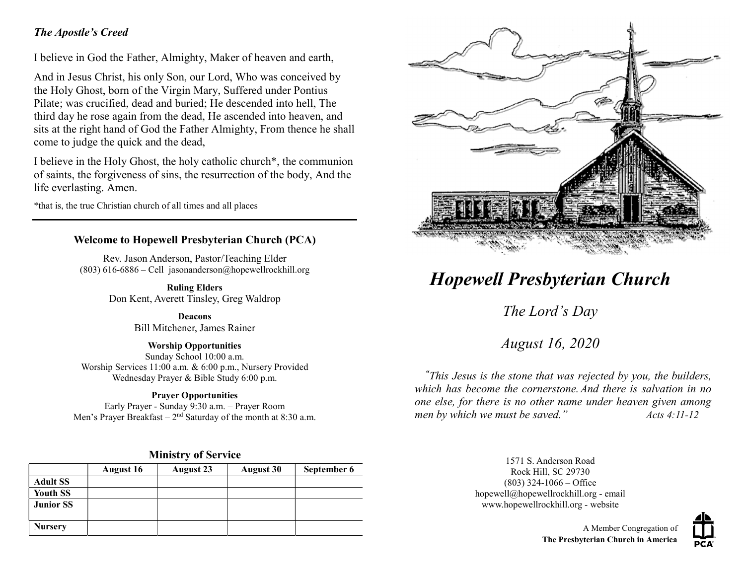*The Apostle's Creed*

I believe in God the Father, Almighty, Maker of heaven and earth,

And in Jesus Christ, his only Son, our Lord, Who was conceived by the Holy Ghost, born of the Virgin Mary, Suffered under Pontius Pilate; was crucified, dead and buried; He descended into hell, The third day he rose again from the dead, He ascended into heaven, and sits at the right hand of God the Father Almighty, From thence he shall come to judge the quick and the dead,

I believe in the Holy Ghost, the holy catholic church*, the communion of saints, the forgiveness of sins, the resurrection of the body, And the life everlasting. Amen.

*that is, the true Christian church of all times and all places

---

**Welcome to Hopewell Presbyterian Church (PCA)**

Rev. Jason Anderson, Pastor/Teaching Elder
(803) 616-6886 – Cell jasonanderson@hopewellrockhill.org

**Ruling Elders**
Don Kent, Averett Tinsley, Greg Waldrop

**Deacons**
Bill Mitchener, James Rainer

**Worship Opportunities**
Sunday School 10:00 a.m.
Worship Services 11:00 a.m. & 6:00 p.m., Nursery Provided
Wednesday Prayer & Bible Study 6:00 p.m.

**Prayer Opportunities**
Early Prayer - Sunday 9:30 a.m. – Prayer Room
Men's Prayer Breakfast – 2nd Saturday of the month at 8:30 a.m.

**Ministry of Service**

| | August 16 | August 23 | August 30 | September 6 |
|---|---|---|---|---|
| **Adult SS** | | | | |
| **Youth SS** | | | | |
| **Junior SS** | | | | |
| **Nursery** | | | | |

# *Hopewell Presbyterian Church*

*The Lord's Day*

*August 16, 2020*

*"This Jesus is the stone that was rejected by you, the builders, which has become the cornerstone. And there is salvation in no one else, for there is no other name under heaven given among men by which we must be saved."* *Acts 4:11-12*

1571 S. Anderson Road
Rock Hill, SC 29730
(803) 324-1066 – Office
hopewell@hopewellrockhill.org - email
www.hopewellrockhill.org - website

A Member Congregation of
**The Presbyterian Church in America**